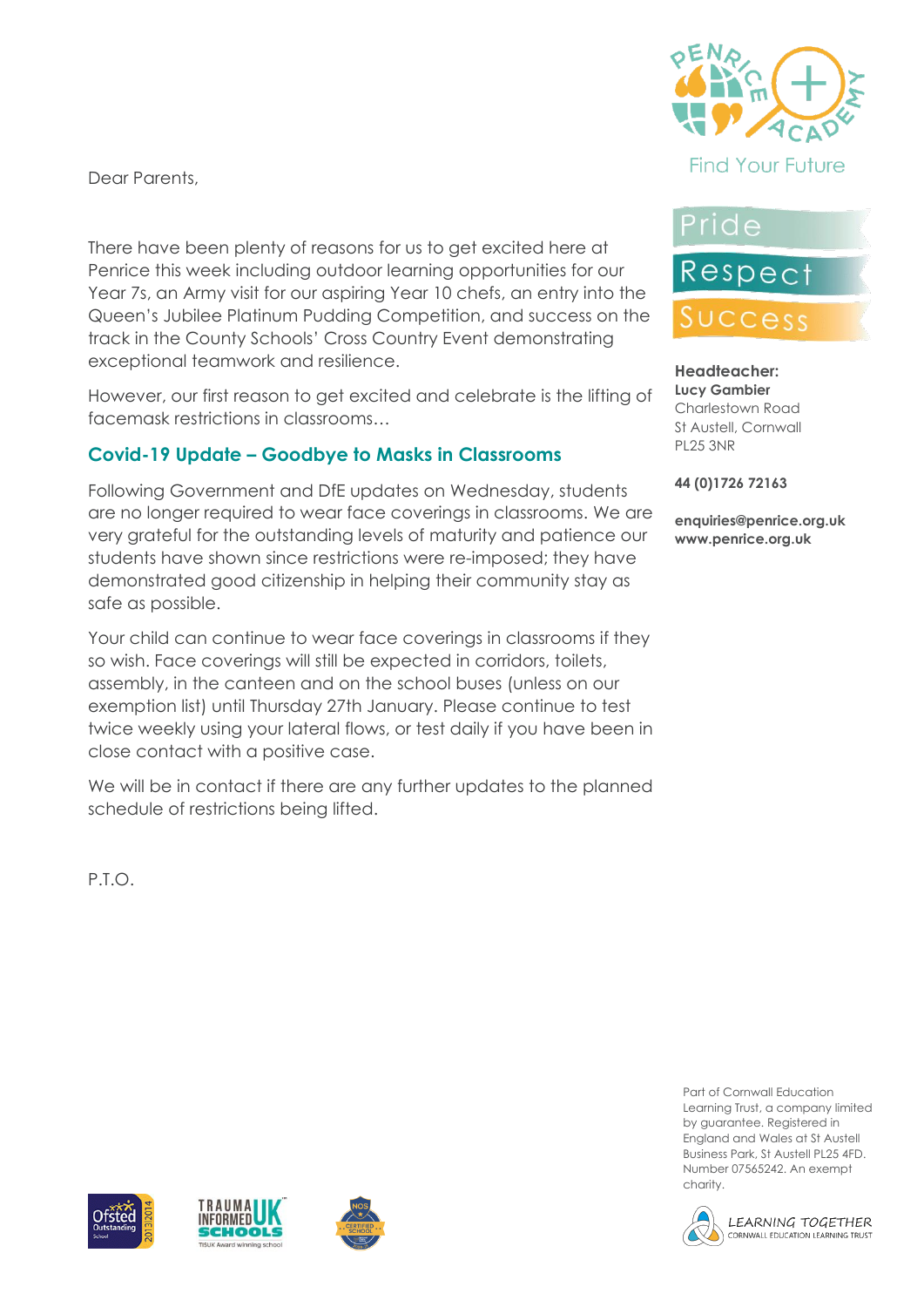Find Your Future

Pride

Respect

Success

**Headteacher:**
**Lucy Gambier**
Charlestown Road
St Austell, Cornwall
PL25 3NR

**44 (0)1726 72163**

**enquiries@penrice.org.uk**
**www.penrice.org.uk**

Dear Parents,

There have been plenty of reasons for us to get excited here at Penrice this week including outdoor learning opportunities for our Year 7s, an Army visit for our aspiring Year 10 chefs, an entry into the Queen's Jubilee Platinum Pudding Competition, and success on the track in the County Schools' Cross Country Event demonstrating exceptional teamwork and resilience.

However, our first reason to get excited and celebrate is the lifting of facemask restrictions in classrooms…

## Covid-19 Update – Goodbye to Masks in Classrooms

Following Government and DfE updates on Wednesday, students are no longer required to wear face coverings in classrooms. We are very grateful for the outstanding levels of maturity and patience our students have shown since restrictions were re-imposed; they have demonstrated good citizenship in helping their community stay as safe as possible.

Your child can continue to wear face coverings in classrooms if they so wish. Face coverings will still be expected in corridors, toilets, assembly, in the canteen and on the school buses (unless on our exemption list) until Thursday 27th January. Please continue to test twice weekly using your lateral flows, or test daily if you have been in close contact with a positive case.

We will be in contact if there are any further updates to the planned schedule of restrictions being lifted.

P.T.O.

Part of Cornwall Education Learning Trust, a company limited by guarantee. Registered in England and Wales at St Austell Business Park, St Austell PL25 4FD. Number 07565242. An exempt charity.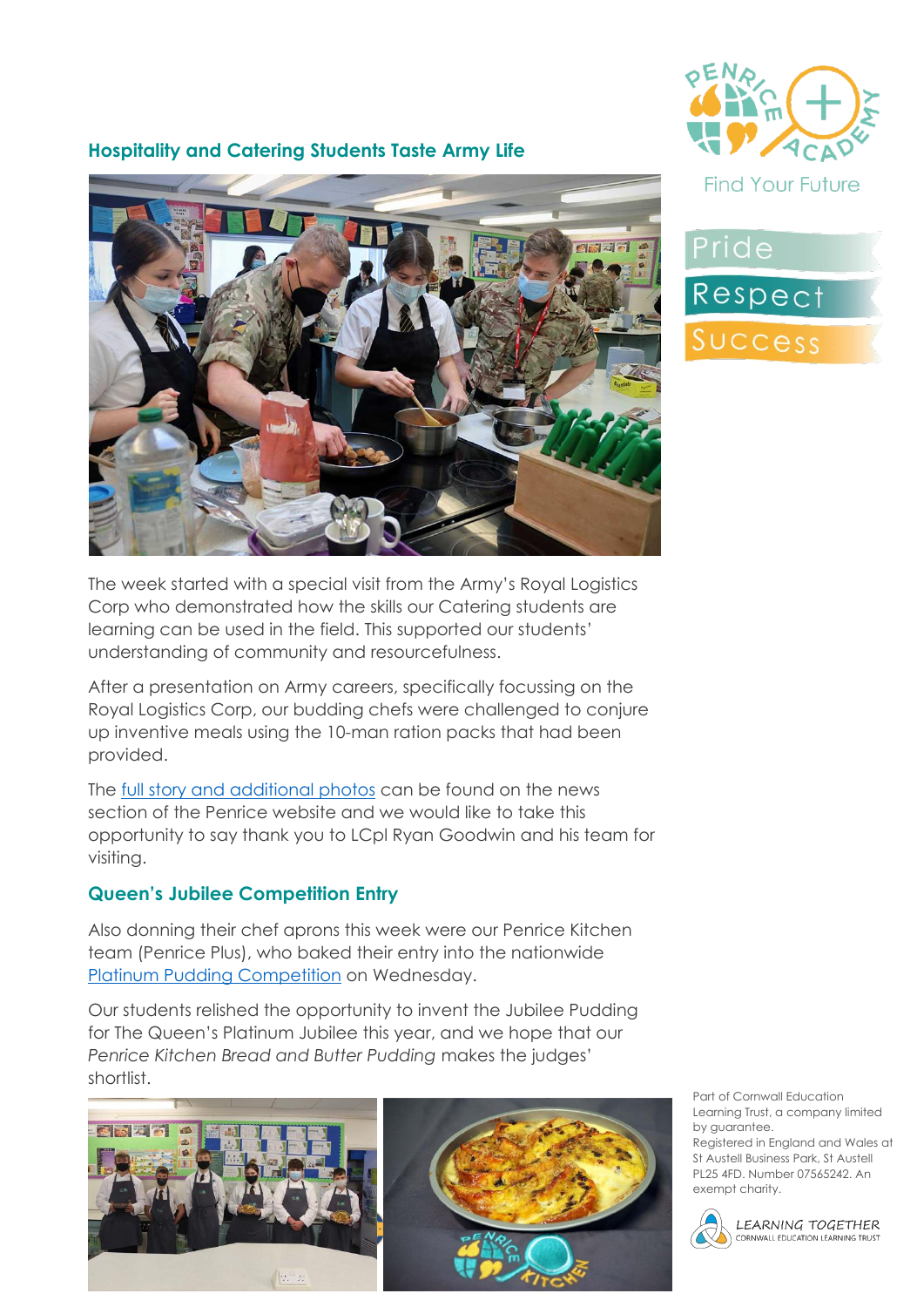## Hospitality and Catering Students Taste Army Life

The week started with a special visit from the Army's Royal Logistics Corp who demonstrated how the skills our Catering students are learning can be used in the field. This supported our students' understanding of community and resourcefulness.

After a presentation on Army careers, specifically focussing on the Royal Logistics Corp, our budding chefs were challenged to conjure up inventive meals using the 10-man ration packs that had been provided.

The full story and additional photos can be found on the news section of the Penrice website and we would like to take this opportunity to say thank you to LCpl Ryan Goodwin and his team for visiting.

## Queen's Jubilee Competition Entry

Also donning their chef aprons this week were our Penrice Kitchen team (Penrice Plus), who baked their entry into the nationwide Platinum Pudding Competition on Wednesday.

Our students relished the opportunity to invent the Jubilee Pudding for The Queen's Platinum Jubilee this year, and we hope that our *Penrice Kitchen Bread and Butter Pudding* makes the judges' shortlist.

Find Your Future

Pride
Respect
Success

Part of Cornwall Education Learning Trust, a company limited by guarantee. Registered in England and Wales at St Austell Business Park, St Austell PL25 4FD. Number 07565242. An exempt charity.

LEARNING TOGETHER
CORNWALL EDUCATION LEARNING TRUST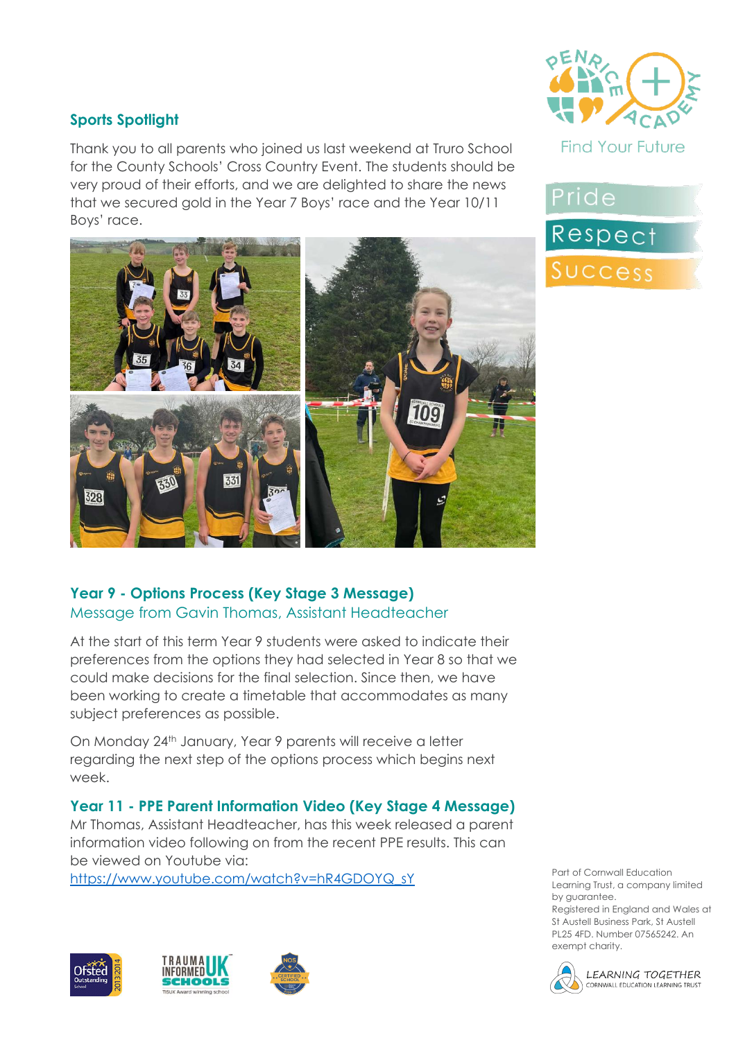## Sports Spotlight

Thank you to all parents who joined us last weekend at Truro School for the County Schools' Cross Country Event. The students should be very proud of their efforts, and we are delighted to share the news that we secured gold in the Year 7 Boys' race and the Year 10/11 Boys' race.

## Year 9 - Options Process (Key Stage 3 Message)

### Message from Gavin Thomas, Assistant Headteacher

At the start of this term Year 9 students were asked to indicate their preferences from the options they had selected in Year 8 so that we could make decisions for the final selection. Since then, we have been working to create a timetable that accommodates as many subject preferences as possible.

On Monday 24th January, Year 9 parents will receive a letter regarding the next step of the options process which begins next week.

## Year 11 - PPE Parent Information Video (Key Stage 4 Message)

Mr Thomas, Assistant Headteacher, has this week released a parent information video following on from the recent PPE results. This can be viewed on Youtube via:

[https://www.youtube.com/watch?v=hR4GDOYQ_sY](https://www.youtube.com/watch?v=hR4GDOYQ_sY)

Find Your Future

Pride

Respect

Success

Part of Cornwall Education Learning Trust, a company limited by guarantee.
Registered in England and Wales at St Austell Business Park, St Austell PL25 4FD. Number 07565242. An exempt charity.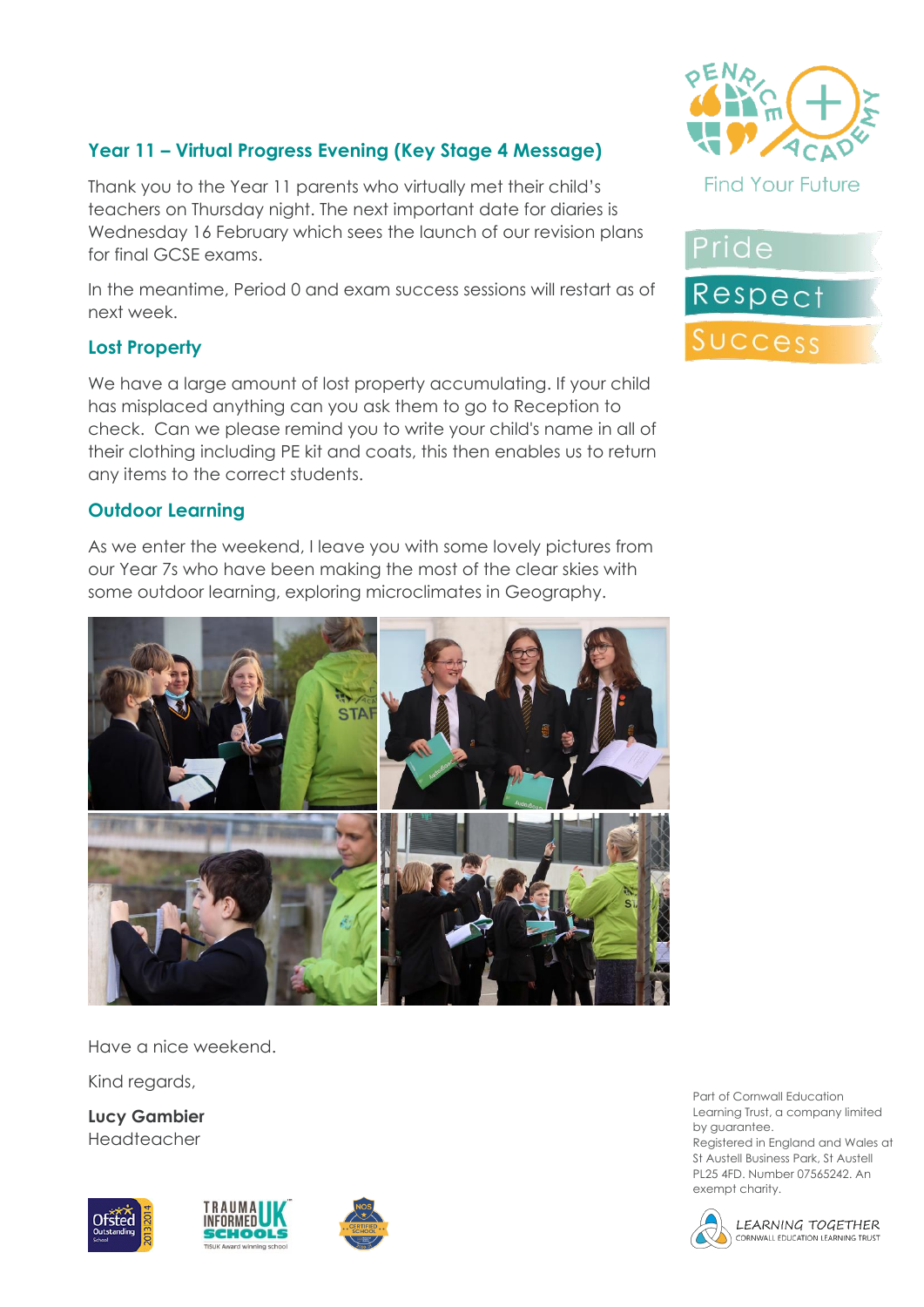## Year 11 – Virtual Progress Evening (Key Stage 4 Message)

Thank you to the Year 11 parents who virtually met their child's teachers on Thursday night. The next important date for diaries is Wednesday 16 February which sees the launch of our revision plans for final GCSE exams.

In the meantime, Period 0 and exam success sessions will restart as of next week.

## Lost Property

We have a large amount of lost property accumulating. If your child has misplaced anything can you ask them to go to Reception to check. Can we please remind you to write your child's name in all of their clothing including PE kit and coats, this then enables us to return any items to the correct students.

## Outdoor Learning

As we enter the weekend, I leave you with some lovely pictures from our Year 7s who have been making the most of the clear skies with some outdoor learning, exploring microclimates in Geography.

Have a nice weekend.

Kind regards,

**Lucy Gambier**
Headteacher

Penrice Academy
Find Your Future

Pride
Respect
Success

Part of Cornwall Education Learning Trust, a company limited by guarantee. Registered in England and Wales at St Austell Business Park, St Austell PL25 4FD. Number 07565242. An exempt charity.

LEARNING TOGETHER
CORNWALL EDUCATION LEARNING TRUST